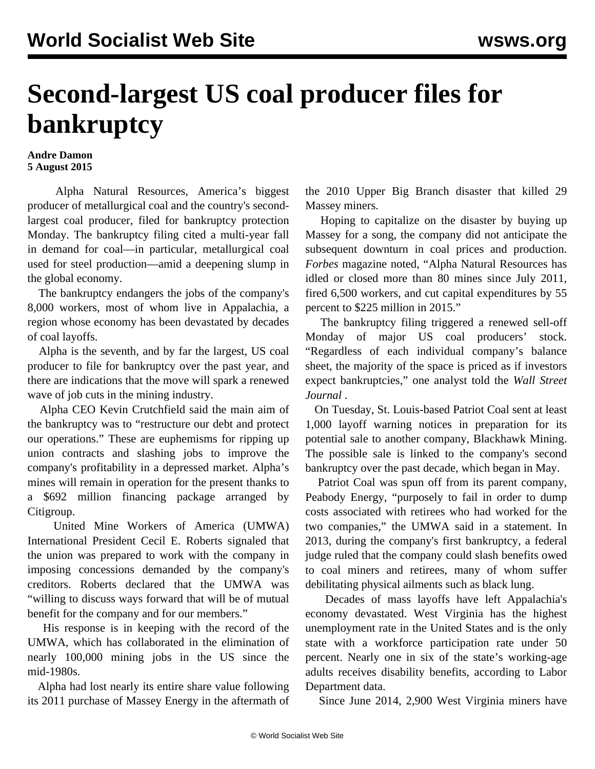# Second-largest US coal producer files for bankruptcy

**Andre Damon**
**5 August 2015**

Alpha Natural Resources, America's biggest producer of metallurgical coal and the country's second-largest coal producer, filed for bankruptcy protection Monday. The bankruptcy filing cited a multi-year fall in demand for coal—in particular, metallurgical coal used for steel production—amid a deepening slump in the global economy.

The bankruptcy endangers the jobs of the company's 8,000 workers, most of whom live in Appalachia, a region whose economy has been devastated by decades of coal layoffs.

Alpha is the seventh, and by far the largest, US coal producer to file for bankruptcy over the past year, and there are indications that the move will spark a renewed wave of job cuts in the mining industry.

Alpha CEO Kevin Crutchfield said the main aim of the bankruptcy was to "restructure our debt and protect our operations." These are euphemisms for ripping up union contracts and slashing jobs to improve the company's profitability in a depressed market. Alpha's mines will remain in operation for the present thanks to a $692 million financing package arranged by Citigroup.

United Mine Workers of America (UMWA) International President Cecil E. Roberts signaled that the union was prepared to work with the company in imposing concessions demanded by the company's creditors. Roberts declared that the UMWA was "willing to discuss ways forward that will be of mutual benefit for the company and for our members."

His response is in keeping with the record of the UMWA, which has collaborated in the elimination of nearly 100,000 mining jobs in the US since the mid-1980s.

Alpha had lost nearly its entire share value following its 2011 purchase of Massey Energy in the aftermath of the 2010 Upper Big Branch disaster that killed 29 Massey miners.

Hoping to capitalize on the disaster by buying up Massey for a song, the company did not anticipate the subsequent downturn in coal prices and production. *Forbes* magazine noted, "Alpha Natural Resources has idled or closed more than 80 mines since July 2011, fired 6,500 workers, and cut capital expenditures by 55 percent to $225 million in 2015."

The bankruptcy filing triggered a renewed sell-off Monday of major US coal producers' stock. "Regardless of each individual company's balance sheet, the majority of the space is priced as if investors expect bankruptcies," one analyst told the *Wall Street Journal* .

On Tuesday, St. Louis-based Patriot Coal sent at least 1,000 layoff warning notices in preparation for its potential sale to another company, Blackhawk Mining. The possible sale is linked to the company's second bankruptcy over the past decade, which began in May.

Patriot Coal was spun off from its parent company, Peabody Energy, "purposely to fail in order to dump costs associated with retirees who had worked for the two companies," the UMWA said in a statement. In 2013, during the company's first bankruptcy, a federal judge ruled that the company could slash benefits owed to coal miners and retirees, many of whom suffer debilitating physical ailments such as black lung.

Decades of mass layoffs have left Appalachia's economy devastated. West Virginia has the highest unemployment rate in the United States and is the only state with a workforce participation rate under 50 percent. Nearly one in six of the state's working-age adults receives disability benefits, according to Labor Department data.

Since June 2014, 2,900 West Virginia miners have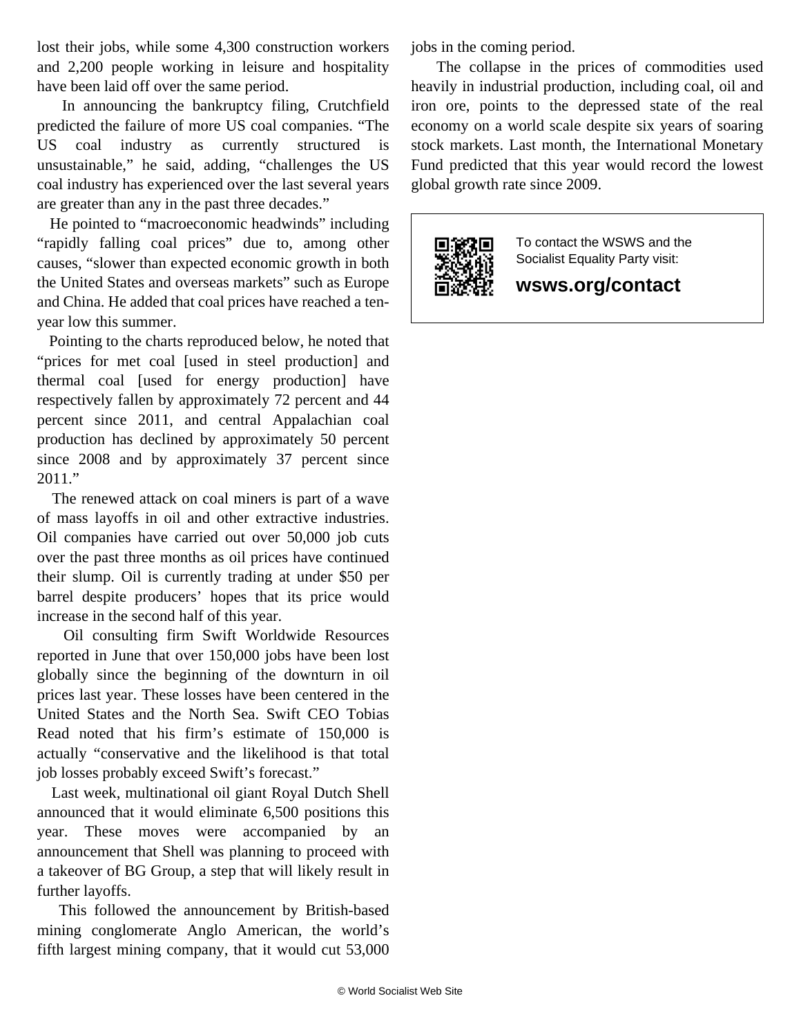lost their jobs, while some 4,300 construction workers and 2,200 people working in leisure and hospitality have been laid off over the same period.

In announcing the bankruptcy filing, Crutchfield predicted the failure of more US coal companies. "The US coal industry as currently structured is unsustainable," he said, adding, "challenges the US coal industry has experienced over the last several years are greater than any in the past three decades."

He pointed to "macroeconomic headwinds" including "rapidly falling coal prices" due to, among other causes, "slower than expected economic growth in both the United States and overseas markets" such as Europe and China. He added that coal prices have reached a ten-year low this summer.

Pointing to the charts reproduced below, he noted that "prices for met coal [used in steel production] and thermal coal [used for energy production] have respectively fallen by approximately 72 percent and 44 percent since 2011, and central Appalachian coal production has declined by approximately 50 percent since 2008 and by approximately 37 percent since 2011."

The renewed attack on coal miners is part of a wave of mass layoffs in oil and other extractive industries. Oil companies have carried out over 50,000 job cuts over the past three months as oil prices have continued their slump. Oil is currently trading at under $50 per barrel despite producers' hopes that its price would increase in the second half of this year.

Oil consulting firm Swift Worldwide Resources reported in June that over 150,000 jobs have been lost globally since the beginning of the downturn in oil prices last year. These losses have been centered in the United States and the North Sea. Swift CEO Tobias Read noted that his firm's estimate of 150,000 is actually "conservative and the likelihood is that total job losses probably exceed Swift's forecast."

Last week, multinational oil giant Royal Dutch Shell announced that it would eliminate 6,500 positions this year. These moves were accompanied by an announcement that Shell was planning to proceed with a takeover of BG Group, a step that will likely result in further layoffs.

This followed the announcement by British-based mining conglomerate Anglo American, the world's fifth largest mining company, that it would cut 53,000 jobs in the coming period.

The collapse in the prices of commodities used heavily in industrial production, including coal, oil and iron ore, points to the depressed state of the real economy on a world scale despite six years of soaring stock markets. Last month, the International Monetary Fund predicted that this year would record the lowest global growth rate since 2009.

To contact the WSWS and the Socialist Equality Party visit:

**wsws.org/contact**